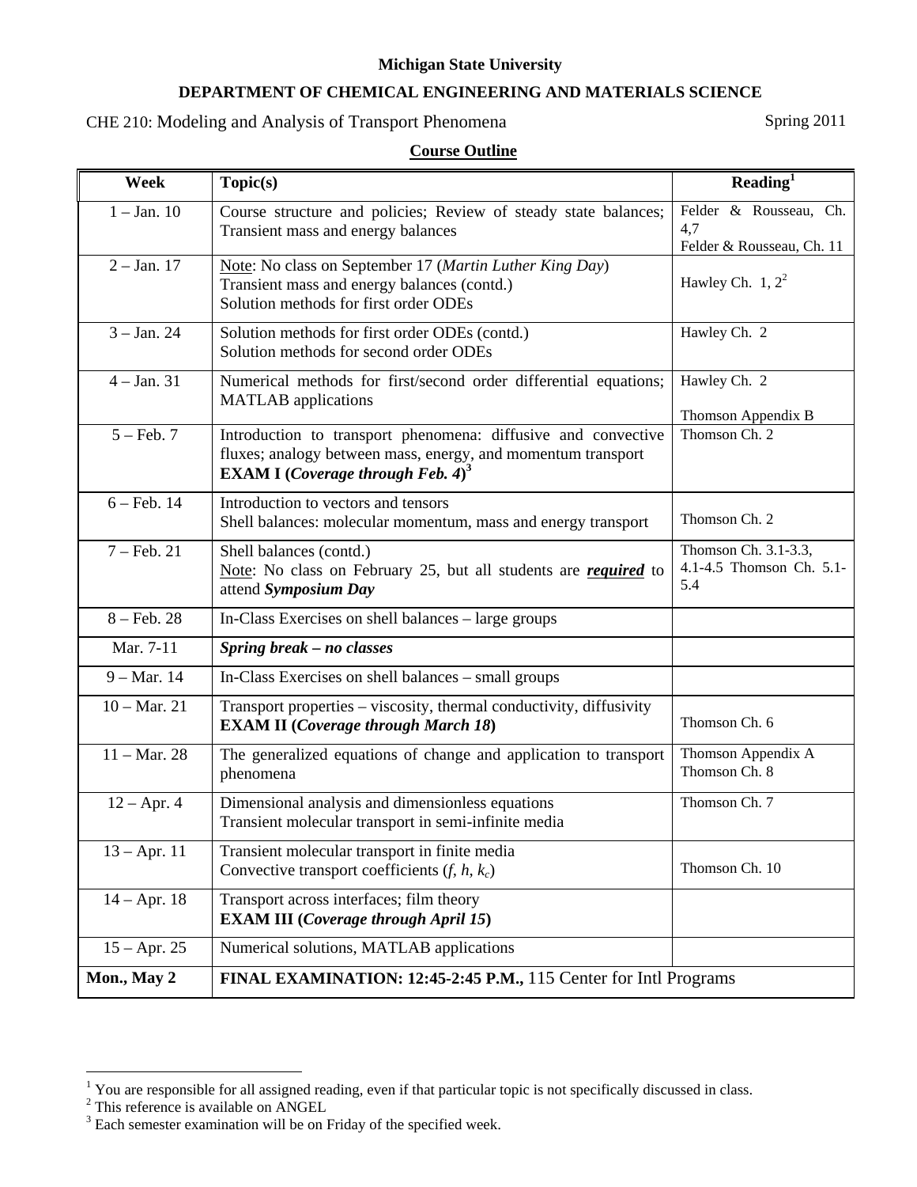**Michigan State University**

**DEPARTMENT OF CHEMICAL ENGINEERING AND MATERIALS SCIENCE**

CHE 210: Modeling and Analysis of Transport Phenomena — Spring 2011

**Course Outline**

| Week | Topic(s) | Reading[1] |
|---|---|---|
| 1 – Jan. 10 | Course structure and policies; Review of steady state balances; Transient mass and energy balances | Felder & Rousseau, Ch. 4,7<br>Felder & Rousseau, Ch. 11 |
| 2 – Jan. 17 | Note: No class on September 17 (*Martin Luther King Day*)<br>Transient mass and energy balances (contd.)<br>Solution methods for first order ODEs | Hawley Ch. 1, 2[2] |
| 3 – Jan. 24 | Solution methods for first order ODEs (contd.)<br>Solution methods for second order ODEs | Hawley Ch. 2 |
| 4 – Jan. 31 | Numerical methods for first/second order differential equations; MATLAB applications | Hawley Ch. 2<br><br>Thomson Appendix B |
| 5 – Feb. 7 | Introduction to transport phenomena: diffusive and convective fluxes; analogy between mass, energy, and momentum transport<br>**EXAM I (*Coverage through Feb. 4*)**[3] | Thomson Ch. 2 |
| 6 – Feb. 14 | Introduction to vectors and tensors<br>Shell balances: molecular momentum, mass and energy transport | Thomson Ch. 2 |
| 7 – Feb. 21 | Shell balances (contd.)<br>Note: No class on February 25, but all students are ***required*** to attend ***Symposium Day*** | Thomson Ch. 3.1-3.3, 4.1-4.5 Thomson Ch. 5.1-5.4 |
| 8 – Feb. 28 | In-Class Exercises on shell balances – large groups | |
| Mar. 7-11 | ***Spring break – no classes*** | |
| 9 – Mar. 14 | In-Class Exercises on shell balances – small groups | |
| 10 – Mar. 21 | Transport properties – viscosity, thermal conductivity, diffusivity<br>**EXAM II (*Coverage through March 18*)** | Thomson Ch. 6 |
| 11 – Mar. 28 | The generalized equations of change and application to transport phenomena | Thomson Appendix A<br>Thomson Ch. 8 |
| 12 – Apr. 4 | Dimensional analysis and dimensionless equations<br>Transient molecular transport in semi-infinite media | Thomson Ch. 7 |
| 13 – Apr. 11 | Transient molecular transport in finite media<br>Convective transport coefficients ($f$, $h$, $k_c$) | Thomson Ch. 10 |
| 14 – Apr. 18 | Transport across interfaces; film theory<br>**EXAM III (*Coverage through April 15*)** | |
| 15 – Apr. 25 | Numerical solutions, MATLAB applications | |
| **Mon., May 2** | **FINAL EXAMINATION: 12:45-2:45 P.M.,** 115 Center for Intl Programs | |

[1] You are responsible for all assigned reading, even if that particular topic is not specifically discussed in class.

[2] This reference is available on ANGEL

[3] Each semester examination will be on Friday of the specified week.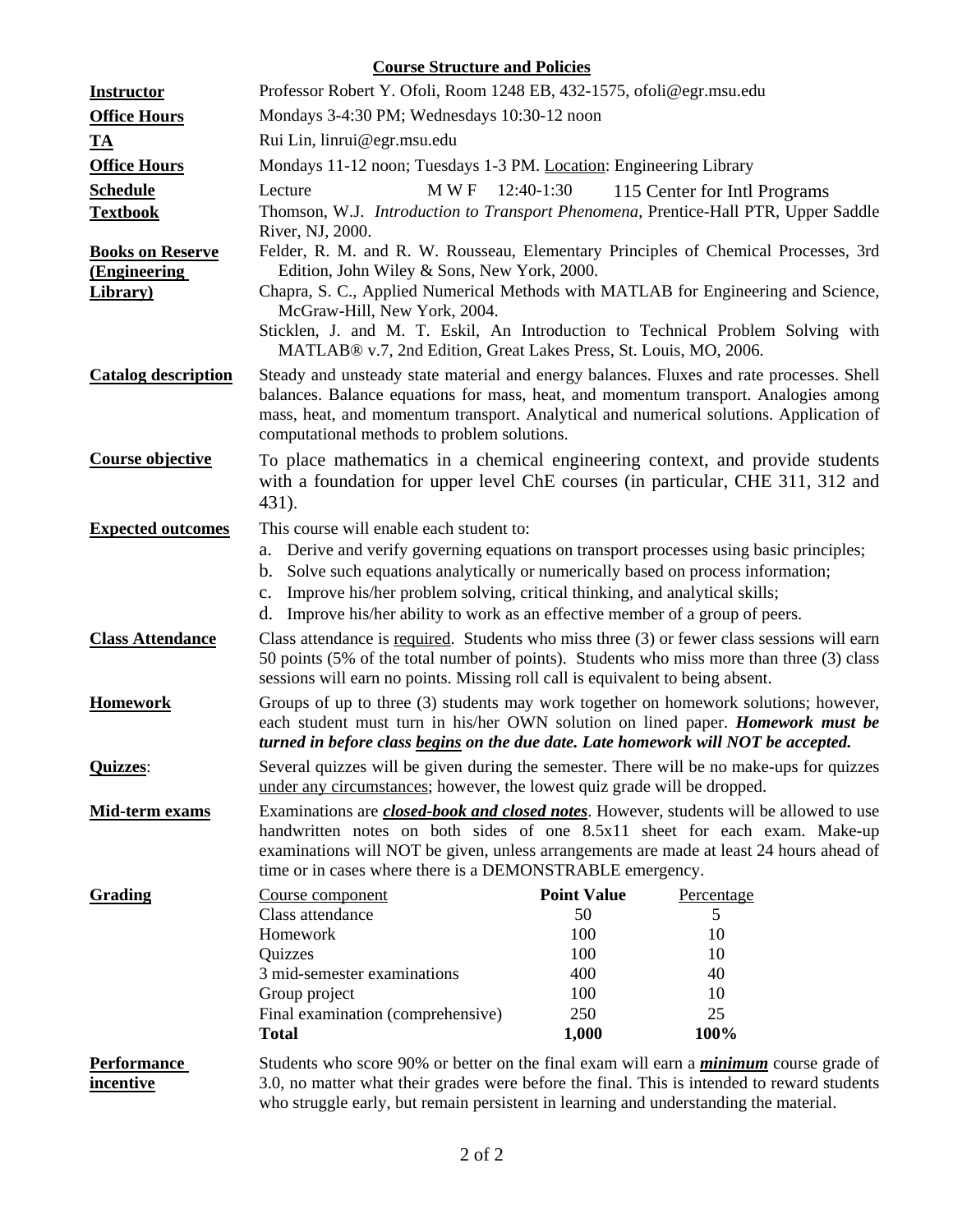## Course Structure and Policies

**Instructor**
Professor Robert Y. Ofoli, Room 1248 EB, 432-1575, ofoli@egr.msu.edu

**Office Hours**
Mondays 3-4:30 PM; Wednesdays 10:30-12 noon

**TA**
Rui Lin, linrui@egr.msu.edu

**Office Hours**
Mondays 11-12 noon; Tuesdays 1-3 PM. Location: Engineering Library

**Schedule**
Lecture M W F 12:40-1:30 115 Center for Intl Programs

**Textbook**
Thomson, W.J. *Introduction to Transport Phenomena*, Prentice-Hall PTR, Upper Saddle River, NJ, 2000.

**Books on Reserve (Engineering Library)**
Felder, R. M. and R. W. Rousseau, Elementary Principles of Chemical Processes, 3rd Edition, John Wiley & Sons, New York, 2000.
Chapra, S. C., Applied Numerical Methods with MATLAB for Engineering and Science, McGraw-Hill, New York, 2004.
Sticklen, J. and M. T. Eskil, An Introduction to Technical Problem Solving with MATLAB® v.7, 2nd Edition, Great Lakes Press, St. Louis, MO, 2006.

**Catalog description**
Steady and unsteady state material and energy balances. Fluxes and rate processes. Shell balances. Balance equations for mass, heat, and momentum transport. Analogies among mass, heat, and momentum transport. Analytical and numerical solutions. Application of computational methods to problem solutions.

**Course objective**
To place mathematics in a chemical engineering context, and provide students with a foundation for upper level ChE courses (in particular, CHE 311, 312 and 431).

**Expected outcomes**
This course will enable each student to:

a. Derive and verify governing equations on transport processes using basic principles;
b. Solve such equations analytically or numerically based on process information;
c. Improve his/her problem solving, critical thinking, and analytical skills;
d. Improve his/her ability to work as an effective member of a group of peers.

**Class Attendance**
Class attendance is required. Students who miss three (3) or fewer class sessions will earn 50 points (5% of the total number of points). Students who miss more than three (3) class sessions will earn no points. Missing roll call is equivalent to being absent.

**Homework**
Groups of up to three (3) students may work together on homework solutions; however, each student must turn in his/her OWN solution on lined paper. ***Homework must be turned in before class begins on the due date. Late homework will NOT be accepted.***

**Quizzes**:
Several quizzes will be given during the semester. There will be no make-ups for quizzes under any circumstances; however, the lowest quiz grade will be dropped.

**Mid-term exams**
Examinations are ***closed-book and closed notes***. However, students will be allowed to use handwritten notes on both sides of one 8.5x11 sheet for each exam. Make-up examinations will NOT be given, unless arrangements are made at least 24 hours ahead of time or in cases where there is a DEMONSTRABLE emergency.

**Grading**

| Course component | Point Value | Percentage |
|---|---|---|
| Class attendance | 50 | 5 |
| Homework | 100 | 10 |
| Quizzes | 100 | 10 |
| 3 mid-semester examinations | 400 | 40 |
| Group project | 100 | 10 |
| Final examination (comprehensive) | 250 | 25 |
| **Total** | **1,000** | **100%** |

**Performance incentive**
Students who score 90% or better on the final exam will earn a ***minimum*** course grade of 3.0, no matter what their grades were before the final. This is intended to reward students who struggle early, but remain persistent in learning and understanding the material.